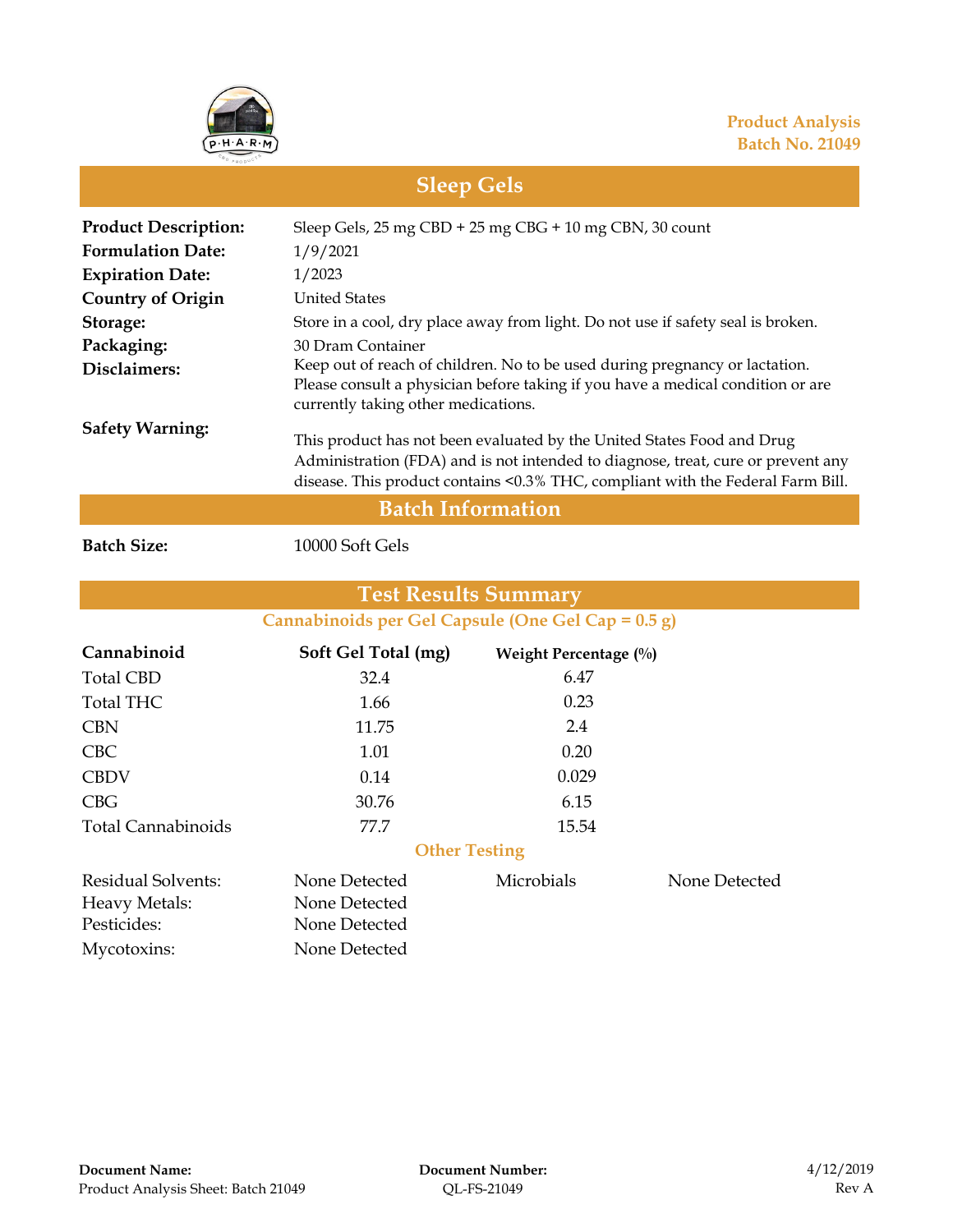**Product Analysis**
**Batch No. 21049**

# Sleep Gels

| | |
|---|---|
| **Product Description:** | Sleep Gels, 25 mg CBD + 25 mg CBG + 10 mg CBN, 30 count |
| **Formulation Date:** | 1/9/2021 |
| **Expiration Date:** | 1/2023 |
| **Country of Origin** | United States |
| **Storage:** | Store in a cool, dry place away from light. Do not use if safety seal is broken. |
| **Packaging:** | 30 Dram Container |
| **Disclaimers:** | Keep out of reach of children. No to be used during pregnancy or lactation. Please consult a physician before taking if you have a medical condition or are currently taking other medications. |
| **Safety Warning:** | This product has not been evaluated by the United States Food and Drug Administration (FDA) and is not intended to diagnose, treat, cure or prevent any disease. This product contains <0.3% THC, compliant with the Federal Farm Bill. |

## Batch Information

**Batch Size:** 10000 Soft Gels

## Test Results Summary

### Cannabinoids per Gel Capsule (One Gel Cap = 0.5 g)

| Cannabinoid | Soft Gel Total (mg) | Weight Percentage (%) |
|---|---|---|
| Total CBD | 32.4 | 6.47 |
| Total THC | 1.66 | 0.23 |
| CBN | 11.75 | 2.4 |
| CBC | 1.01 | 0.20 |
| CBDV | 0.14 | 0.029 |
| CBG | 30.76 | 6.15 |
| Total Cannabinoids | 77.7 | 15.54 |

### Other Testing

| | | | |
|---|---|---|---|
| Residual Solvents: | None Detected | Microbials | None Detected |
| Heavy Metals: | None Detected | | |
| Pesticides: | None Detected | | |
| Mycotoxins: | None Detected | | |

**Document Name:** Product Analysis Sheet: Batch 21049

**Document Number:** QL-FS-21049

4/12/2019
Rev A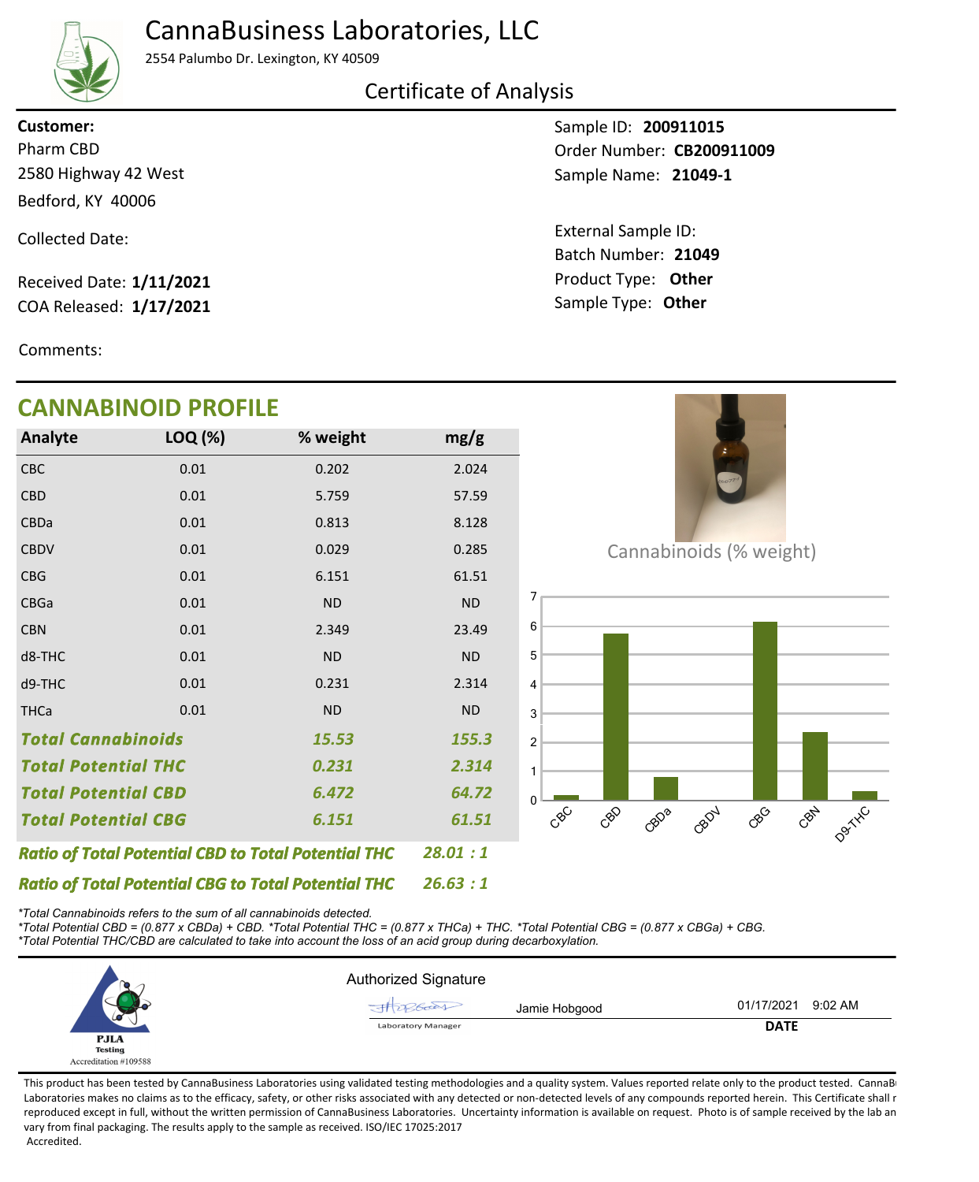# CannaBusiness Laboratories, LLC

2554 Palumbo Dr. Lexington, KY 40509

## Certificate of Analysis

**Customer:**
Pharm CBD
2580 Highway 42 West
Bedford, KY 40006

Collected Date:

Received Date: **1/11/2021**
COA Released: **1/17/2021**

Sample ID: **200911015**
Order Number: **CB200911009**
Sample Name: **21049-1**

External Sample ID:
Batch Number: **21049**
Product Type: **Other**
Sample Type: **Other**

Comments:

## CANNABINOID PROFILE

| Analyte | LOQ (%) | % weight | mg/g |
|---|---|---|---|
| CBC | 0.01 | 0.202 | 2.024 |
| CBD | 0.01 | 5.759 | 57.59 |
| CBDa | 0.01 | 0.813 | 8.128 |
| CBDV | 0.01 | 0.029 | 0.285 |
| CBG | 0.01 | 6.151 | 61.51 |
| CBGa | 0.01 | ND | ND |
| CBN | 0.01 | 2.349 | 23.49 |
| d8-THC | 0.01 | ND | ND |
| d9-THC | 0.01 | 0.231 | 2.314 |
| THCa | 0.01 | ND | ND |
| ***Total Cannabinoids*** | | ***15.53*** | ***155.3*** |
| ***Total Potential THC*** | | ***0.231*** | ***2.314*** |
| ***Total Potential CBD*** | | ***6.472*** | ***64.72*** |
| ***Total Potential CBG*** | | ***6.151*** | ***61.51*** |

Cannabinoids (% weight)

***Ratio of Total Potential CBD to Total Potential THC*** ***28.01 : 1***

***Ratio of Total Potential CBG to Total Potential THC*** ***26.63 : 1***

*\*Total Cannabinoids refers to the sum of all cannabinoids detected.*
*\*Total Potential CBD = (0.877 x CBDa) + CBD. \*Total Potential THC = (0.877 x THCa) + THC. \*Total Potential CBG = (0.877 x CBGa) + CBG.*
*\*Total Potential THC/CBD are calculated to take into account the loss of an acid group during decarboxylation.*

PJLA Testing
Accreditation #109588

Authorized Signature

Jamie Hobgood — Laboratory Manager

01/17/2021 9:02 AM
**DATE**

This product has been tested by CannaBusiness Laboratories using validated testing methodologies and a quality system. Values reported relate only to the product tested. CannaB Laboratories makes no claims as to the efficacy, safety, or other risks associated with any detected or non-detected levels of any compounds reported herein. This Certificate shall r reproduced except in full, without the written permission of CannaBusiness Laboratories. Uncertainty information is available on request. Photo is of sample received by the lab an vary from final packaging. The results apply to the sample as received. ISO/IEC 17025:2017 Accredited.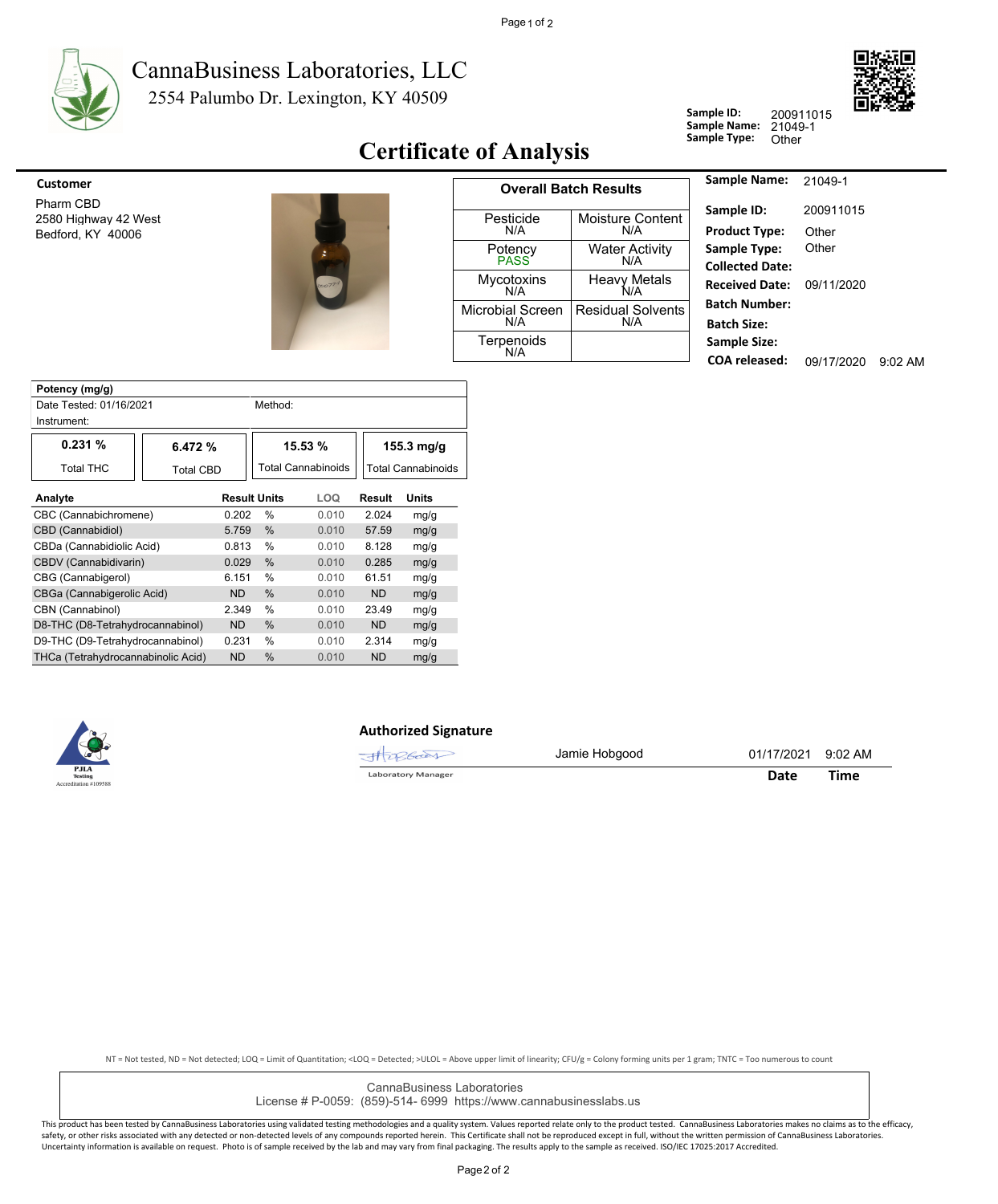# CannaBusiness Laboratories, LLC

2554 Palumbo Dr. Lexington, KY 40509

**Sample ID:** 200911015
**Sample Name:** 21049-1
**Sample Type:** Other

# Certificate of Analysis

**Customer**

Pharm CBD
2580 Highway 42 West
Bedford, KY 40006

| Overall Batch Results | |
|---|---|
| Pesticide N/A | Moisture Content N/A |
| Potency PASS | Water Activity N/A |
| Mycotoxins N/A | Heavy Metals N/A |
| Microbial Screen N/A | Residual Solvents N/A |
| Terpenoids N/A | |

**Sample Name:** 21049-1
**Sample ID:** 200911015
**Product Type:** Other
**Sample Type:** Other
**Collected Date:**
**Received Date:** 09/11/2020
**Batch Number:**
**Batch Size:**
**Sample Size:**
**COA released:** 09/17/2020 9:02 AM

**Potency (mg/g)**

Date Tested: 01/16/2021
Method:
Instrument:

| 0.231 % | 6.472 % | 15.53 % | 155.3 mg/g |
|---|---|---|---|
| Total THC | Total CBD | Total Cannabinoids | Total Cannabinoids |

| Analyte | Result | Units | LOQ | Result | Units |
|---|---|---|---|---|---|
| CBC (Cannabichromene) | 0.202 | % | 0.010 | 2.024 | mg/g |
| CBD (Cannabidiol) | 5.759 | % | 0.010 | 57.59 | mg/g |
| CBDa (Cannabidiolic Acid) | 0.813 | % | 0.010 | 8.128 | mg/g |
| CBDV (Cannabidivarin) | 0.029 | % | 0.010 | 0.285 | mg/g |
| CBG (Cannabigerol) | 6.151 | % | 0.010 | 61.51 | mg/g |
| CBGa (Cannabigerolic Acid) | ND | % | 0.010 | ND | mg/g |
| CBN (Cannabinol) | 2.349 | % | 0.010 | 23.49 | mg/g |
| D8-THC (D8-Tetrahydrocannabinol) | ND | % | 0.010 | ND | mg/g |
| D9-THC (D9-Tetrahydrocannabinol) | 0.231 | % | 0.010 | 2.314 | mg/g |
| THCa (Tetrahydrocannabinolic Acid) | ND | % | 0.010 | ND | mg/g |

PJLA Testing Accreditation #109588

**Authorized Signature**

Jamie Hobgood — Laboratory Manager

| Date | Time |
|---|---|
| 01/17/2021 | 9:02 AM |

NT = Not tested, ND = Not detected; LOQ = Limit of Quantitation; <LOQ = Detected; >ULOL = Above upper limit of linearity; CFU/g = Colony forming units per 1 gram; TNTC = Too numerous to count

CannaBusiness Laboratories
License # P-0059: (859)-514- 6999 https://www.cannabusinesslabs.us

This product has been tested by CannaBusiness Laboratories using validated testing methodologies and a quality system. Values reported relate only to the product tested. CannaBusiness Laboratories makes no claims as to the efficacy, safety, or other risks associated with any detected or non-detected levels of any compounds reported herein. This Certificate shall not be reproduced except in full, without the written permission of CannaBusiness Laboratories. Uncertainty information is available on request. Photo is of sample received by the lab and may vary from final packaging. The results apply to the sample as received. ISO/IEC 17025:2017 Accredited.